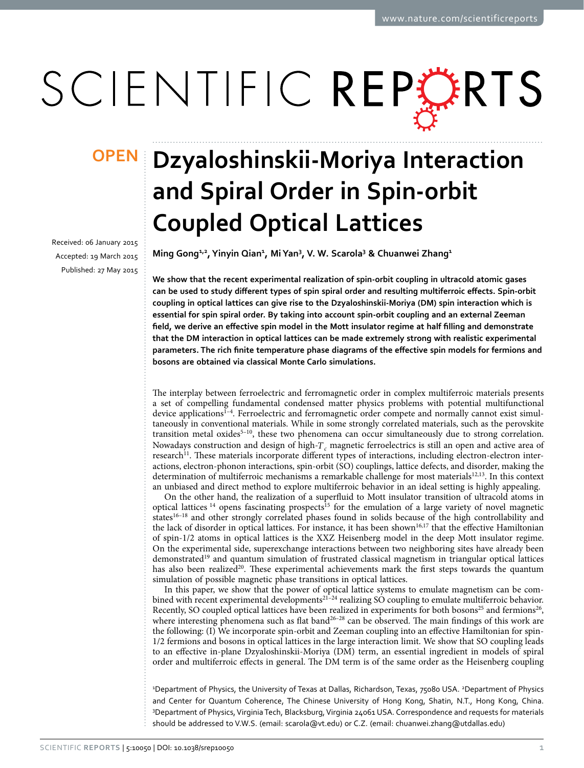OPEN

# Dzyaloshinskii-Moriya Interaction and Spiral Order in Spin-orbit Coupled Optical Lattices

Received: 06 January 2015

Accepted: 19 March 2015

Published: 27 May 2015

**Ming Gong[1,2], Yinyin Qian[1], Mi Yan[3], V. W. Scarola[3] & Chuanwei Zhang[1]**

**We show that the recent experimental realization of spin-orbit coupling in ultracold atomic gases can be used to study different types of spin spiral order and resulting multiferroic effects. Spin-orbit coupling in optical lattices can give rise to the Dzyaloshinskii-Moriya (DM) spin interaction which is essential for spin spiral order. By taking into account spin-orbit coupling and an external Zeeman field, we derive an effective spin model in the Mott insulator regime at half filling and demonstrate that the DM interaction in optical lattices can be made extremely strong with realistic experimental parameters. The rich finite temperature phase diagrams of the effective spin models for fermions and bosons are obtained via classical Monte Carlo simulations.**

The interplay between ferroelectric and ferromagnetic order in complex multiferroic materials presents a set of compelling fundamental condensed matter physics problems with potential multifunctional device applications[1–4]. Ferroelectric and ferromagnetic order compete and normally cannot exist simultaneously in conventional materials. While in some strongly correlated materials, such as the perovskite transition metal oxides[5–10], these two phenomena can occur simultaneously due to strong correlation. Nowadays construction and design of high-$T_c$ magnetic ferroelectrics is still an open and active area of research[11]. These materials incorporate different types of interactions, including electron-electron interactions, electron-phonon interactions, spin-orbit (SO) couplings, lattice defects, and disorder, making the determination of multiferroic mechanisms a remarkable challenge for most materials[12,13]. In this context an unbiased and direct method to explore multiferroic behavior in an ideal setting is highly appealing.

On the other hand, the realization of a superfluid to Mott insulator transition of ultracold atoms in optical lattices [14] opens fascinating prospects[15] for the emulation of a large variety of novel magnetic states[16–18] and other strongly correlated phases found in solids because of the high controllability and the lack of disorder in optical lattices. For instance, it has been shown[16,17] that the effective Hamiltonian of spin-1/2 atoms in optical lattices is the XXZ Heisenberg model in the deep Mott insulator regime. On the experimental side, superexchange interactions between two neighboring sites have already been demonstrated[19] and quantum simulation of frustrated classical magnetism in triangular optical lattices has also been realized[20]. These experimental achievements mark the first steps towards the quantum simulation of possible magnetic phase transitions in optical lattices.

In this paper, we show that the power of optical lattice systems to emulate magnetism can be combined with recent experimental developments[21–24] realizing SO coupling to emulate multiferroic behavior. Recently, SO coupled optical lattices have been realized in experiments for both bosons[25] and fermions[26], where interesting phenomena such as flat band[26–28] can be observed. The main findings of this work are the following: (I) We incorporate spin-orbit and Zeeman coupling into an effective Hamiltonian for spin-1/2 fermions and bosons in optical lattices in the large interaction limit. We show that SO coupling leads to an effective in-plane Dzyaloshinskii-Moriya (DM) term, an essential ingredient in models of spiral order and multiferroic effects in general. The DM term is of the same order as the Heisenberg coupling

[1]Department of Physics, the University of Texas at Dallas, Richardson, Texas, 75080 USA. [2]Department of Physics and Center for Quantum Coherence, The Chinese University of Hong Kong, Shatin, N.T., Hong Kong, China. [3]Department of Physics, Virginia Tech, Blacksburg, Virginia 24061 USA. Correspondence and requests for materials should be addressed to V.W.S. (email: scarola@vt.edu) or C.Z. (email: chuanwei.zhang@utdallas.edu)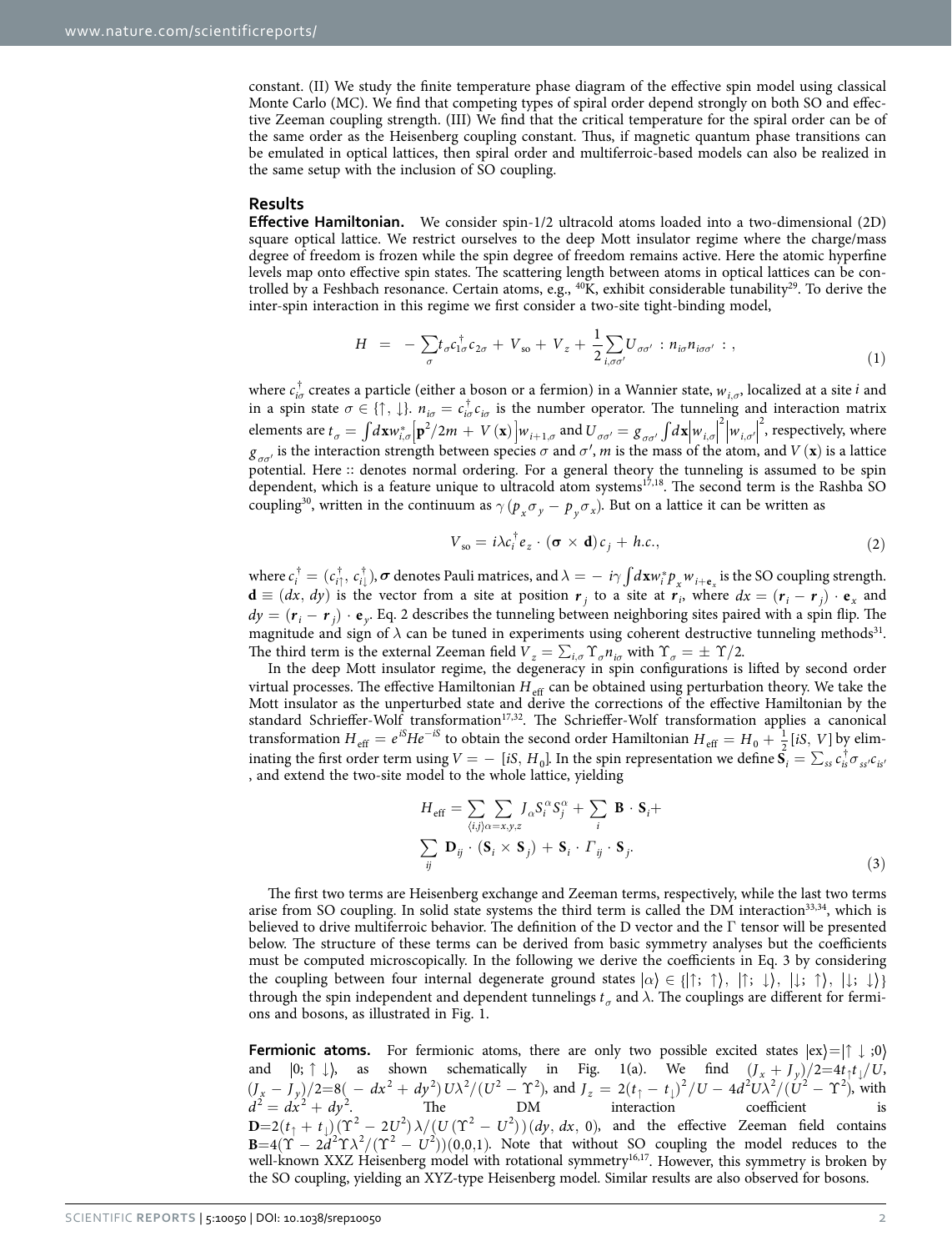constant. (II) We study the finite temperature phase diagram of the effective spin model using classical Monte Carlo (MC). We find that competing types of spiral order depend strongly on both SO and effective Zeeman coupling strength. (III) We find that the critical temperature for the spiral order can be of the same order as the Heisenberg coupling constant. Thus, if magnetic quantum phase transitions can be emulated in optical lattices, then spiral order and multiferroic-based models can also be realized in the same setup with the inclusion of SO coupling.

## Results

**Effective Hamiltonian.** We consider spin-1/2 ultracold atoms loaded into a two-dimensional (2D) square optical lattice. We restrict ourselves to the deep Mott insulator regime where the charge/mass degree of freedom is frozen while the spin degree of freedom remains active. Here the atomic hyperfine levels map onto effective spin states. The scattering length between atoms in optical lattices can be controlled by a Feshbach resonance. Certain atoms, e.g., $^{40}$K, exhibit considerable tunability[29]. To derive the inter-spin interaction in this regime we first consider a two-site tight-binding model,

$$H = -\sum_{\sigma} t_{\sigma} c_{1\sigma}^{\dagger} c_{2\sigma} + V_{\rm so} + V_z + \frac{1}{2}\sum_{i,\sigma\sigma'} U_{\sigma\sigma'} : n_{i\sigma} n_{i\sigma'} : , \tag{1}$$

where $c_{i\sigma}^{\dagger}$ creates a particle (either a boson or a fermion) in a Wannier state, $w_{i,\sigma}$, localized at a site $i$ and in a spin state $\sigma \in \{\uparrow, \downarrow\}$. $n_{i\sigma} = c_{i\sigma}^{\dagger} c_{i\sigma}$ is the number operator. The tunneling and interaction matrix elements are $t_{\sigma} = \int d\mathbf{x} w_{i,\sigma}^{*}\left[\mathbf{p}^2/2m + V(\mathbf{x})\right] w_{i+1,\sigma}$ and $U_{\sigma\sigma'} = g_{\sigma\sigma'}\int d\mathbf{x}\left|w_{i,\sigma}\right|^2\left|w_{i,\sigma'}\right|^2$, respectively, where $g_{\sigma\sigma'}$ is the interaction strength between species $\sigma$ and $\sigma'$, $m$ is the mass of the atom, and $V(\mathbf{x})$ is a lattice potential. Here :: denotes normal ordering. For a general theory the tunneling is assumed to be spin dependent, which is a feature unique to ultracold atom systems[17,18]. The second term is the Rashba SO coupling[30], written in the continuum as $\gamma(p_x \sigma_y - p_y \sigma_x)$. But on a lattice it can be written as

$$V_{\rm so} = i\lambda c_i^{\dagger} e_z \cdot (\boldsymbol{\sigma} \times \mathbf{d}) c_j + h.c., \tag{2}$$

where $c_i^{\dagger} = (c_{i\uparrow}^{\dagger}, c_{i\downarrow}^{\dagger})$, $\boldsymbol{\sigma}$ denotes Pauli matrices, and $\lambda = -i\gamma\int d\mathbf{x} w_i^{*} p_x w_{i+\mathbf{e}_x}$ is the SO coupling strength. $\mathbf{d} \equiv (dx, dy)$ is the vector from a site at position $\boldsymbol{r}_j$ to a site at $\boldsymbol{r}_i$, where $dx = (\boldsymbol{r}_i - \boldsymbol{r}_j)\cdot \mathbf{e}_x$ and $dy = (\boldsymbol{r}_i - \boldsymbol{r}_j)\cdot \mathbf{e}_y$. Eq. 2 describes the tunneling between neighboring sites paired with a spin flip. The magnitude and sign of $\lambda$ can be tuned in experiments using coherent destructive tunneling methods[31]. The third term is the external Zeeman field $V_z = \sum_{i,\sigma} \Upsilon_{\sigma} n_{i\sigma}$ with $\Upsilon_{\sigma} = \pm \Upsilon/2$.

In the deep Mott insulator regime, the degeneracy in spin configurations is lifted by second order virtual processes. The effective Hamiltonian $H_{\rm eff}$ can be obtained using perturbation theory. We take the Mott insulator as the unperturbed state and derive the corrections of the effective Hamiltonian by the standard Schrieffer-Wolf transformation[17,32]. The Schrieffer-Wolf transformation applies a canonical transformation $H_{\rm eff} = e^{iS} H e^{-iS}$ to obtain the second order Hamiltonian $H_{\rm eff} = H_0 + \frac{1}{2}[iS, V]$ by eliminating the first order term using $V = -[iS, H_0]$. In the spin representation we define $\mathbf{S}_i = \sum_{ss'} c_{is}^{\dagger} \sigma_{ss'} c_{is'}$, and extend the two-site model to the whole lattice, yielding

$$H_{\rm eff} = \sum_{\langle i,j\rangle}\sum_{\alpha=x,y,z} J_{\alpha} S_i^{\alpha} S_j^{\alpha} + \sum_i \mathbf{B}\cdot \mathbf{S}_i + \sum_{ij} \mathbf{D}_{ij}\cdot(\mathbf{S}_i \times \mathbf{S}_j) + \mathbf{S}_i \cdot \Gamma_{ij}\cdot \mathbf{S}_j. \tag{3}$$

The first two terms are Heisenberg exchange and Zeeman terms, respectively, while the last two terms arise from SO coupling. In solid state systems the third term is called the DM interaction[33,34], which is believed to drive multiferroic behavior. The definition of the D vector and the $\Gamma$ tensor will be presented below. The structure of these terms can be derived from basic symmetry analyses but the coefficients must be computed microscopically. In the following we derive the coefficients in Eq. 3 by considering the coupling between four internal degenerate ground states $|\alpha\rangle \in \{|\uparrow;\uparrow\rangle, |\uparrow;\downarrow\rangle, |\downarrow;\uparrow\rangle, |\downarrow;\downarrow\rangle\}$ through the spin independent and dependent tunnelings $t_{\sigma}$ and $\lambda$. The couplings are different for fermions and bosons, as illustrated in Fig. 1.

**Fermionic atoms.** For fermionic atoms, there are only two possible excited states $|{\rm ex}\rangle = |\uparrow\downarrow;0\rangle$ and $|0;\uparrow\downarrow\rangle$, as shown schematically in Fig. 1(a). We find $(J_x + J_y)/2 = 4t_{\uparrow}t_{\downarrow}/U$, $(J_x - J_y)/2 = 8(-dx^2 + dy^2)U\lambda^2/(U^2 - \Upsilon^2)$, and $J_z = 2(t_{\uparrow} - t_{\downarrow})^2/U - 4d^2U\lambda^2/(U^2 - \Upsilon^2)$, with $d^2 = dx^2 + dy^2$. The DM interaction coefficient is $\mathbf{D} = 2(t_{\uparrow} + t_{\downarrow})(\Upsilon^2 - 2U^2)\lambda/(U(\Upsilon^2 - U^2))(dy, dx, 0)$, and the effective Zeeman field contains $\mathbf{B} = 4(\Upsilon - 2d^2\Upsilon\lambda^2/(\Upsilon^2 - U^2))(0,0,1)$. Note that without SO coupling the model reduces to the well-known XXZ Heisenberg model with rotational symmetry[16,17]. However, this symmetry is broken by the SO coupling, yielding an XYZ-type Heisenberg model. Similar results are also observed for bosons.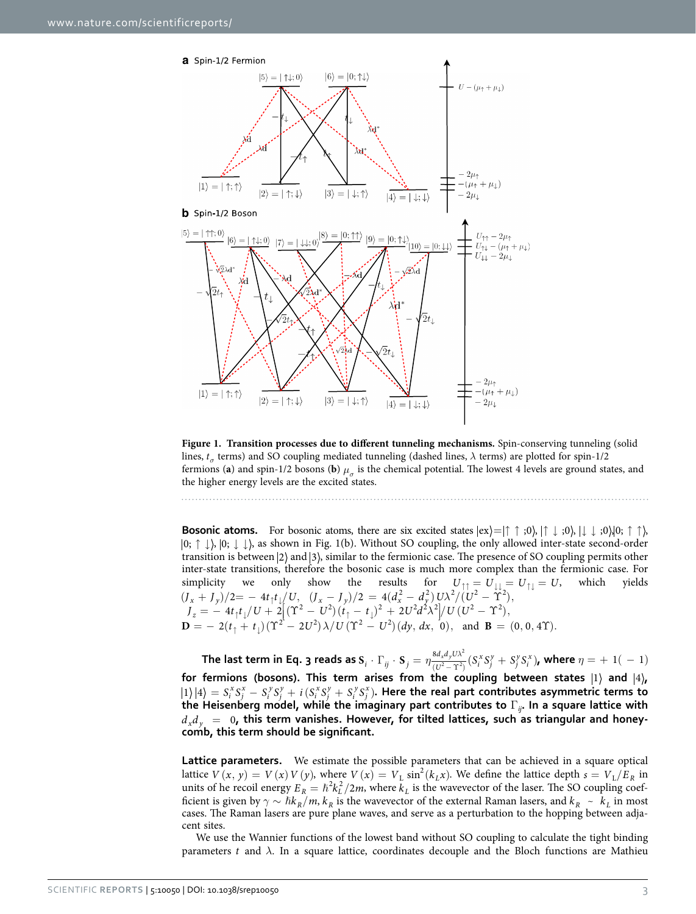**Figure 1. Transition processes due to different tunneling mechanisms.** Spin-conserving tunneling (solid lines, $t_\sigma$ terms) and SO coupling mediated tunneling (dashed lines, $\lambda$ terms) are plotted for spin-1/2 fermions (**a**) and spin-1/2 bosons (**b**) $\mu_\sigma$ is the chemical potential. The lowest 4 levels are ground states, and the higher energy levels are the excited states.

**Bosonic atoms.** For bosonic atoms, there are six excited states $|\text{ex}\rangle = |\uparrow\uparrow;0\rangle, |\uparrow\downarrow;0\rangle, |\downarrow\downarrow;0\rangle, |0;\uparrow\uparrow\rangle, |0;\uparrow\downarrow\rangle, |0;\downarrow\downarrow\rangle$, as shown in Fig. 1(b). Without SO coupling, the only allowed inter-state second-order transition is between $|2\rangle$ and $|3\rangle$, similar to the fermionic case. The presence of SO coupling permits other inter-state transitions, therefore the bosonic case is much more complex than the fermionic case. For simplicity we only show the results for $U_{\uparrow\uparrow} = U_{\downarrow\downarrow} = U_{\uparrow\downarrow} = U$, which yields $(J_x + J_y)/2 = -4t_\uparrow t_\downarrow/U$, $(J_x - J_y)/2 = 4(d_x^2 - d_y^2)U\lambda^2/(U^2 - \Upsilon^2)$, $J_z = -4t_\uparrow t_\downarrow/U + 2\left[(\Upsilon^2 - U^2)(t_\uparrow - t_\downarrow)^2 + 2U^2 d^2\lambda^2\right]/U(U^2 - \Upsilon^2)$, $\mathbf{D} = -2(t_\uparrow + t_\downarrow)(\Upsilon^2 - 2U^2)\lambda/U(\Upsilon^2 - U^2)(dy, dx, 0)$, and $\mathbf{B} = (0, 0, 4\Upsilon)$.

**The last term in Eq. 3 reads as $\mathbf{S}_i \cdot \Gamma_{ij} \cdot \mathbf{S}_j = \eta \frac{8d_x d_y U\lambda^2}{(U^2 - \Upsilon^2)}(S_i^x S_j^y + S_j^y S_i^x)$, where $\eta = +1(-1)$ for fermions (bosons). This term arises from the coupling between states $|1\rangle$ and $|4\rangle$, $|1\rangle|4\rangle = S_i^x S_j^x - S_i^y S_j^y + i(S_i^x S_j^y + S_i^y S_j^x)$. Here the real part contributes asymmetric terms to the Heisenberg model, while the imaginary part contributes to $\Gamma_{ij}$. In a square lattice with $d_x d_y = 0$, this term vanishes. However, for tilted lattices, such as triangular and honeycomb, this term should be significant.**

**Lattice parameters.** We estimate the possible parameters that can be achieved in a square optical lattice $V(x, y) = V(x)V(y)$, where $V(x) = V_L \sin^2(k_L x)$. We define the lattice depth $s = V_L/E_R$ in units of he recoil energy $E_R = \hbar^2 k_L^2/2m$, where $k_L$ is the wavevector of the laser. The SO coupling coefficient is given by $\gamma \sim \hbar k_R/m$, $k_R$ is the wavevector of the external Raman lasers, and $k_R \sim k_L$ in most cases. The Raman lasers are pure plane waves, and serve as a perturbation to the hopping between adjacent sites.

We use the Wannier functions of the lowest band without SO coupling to calculate the tight binding parameters $t$ and $\lambda$. In a square lattice, coordinates decouple and the Bloch functions are Mathieu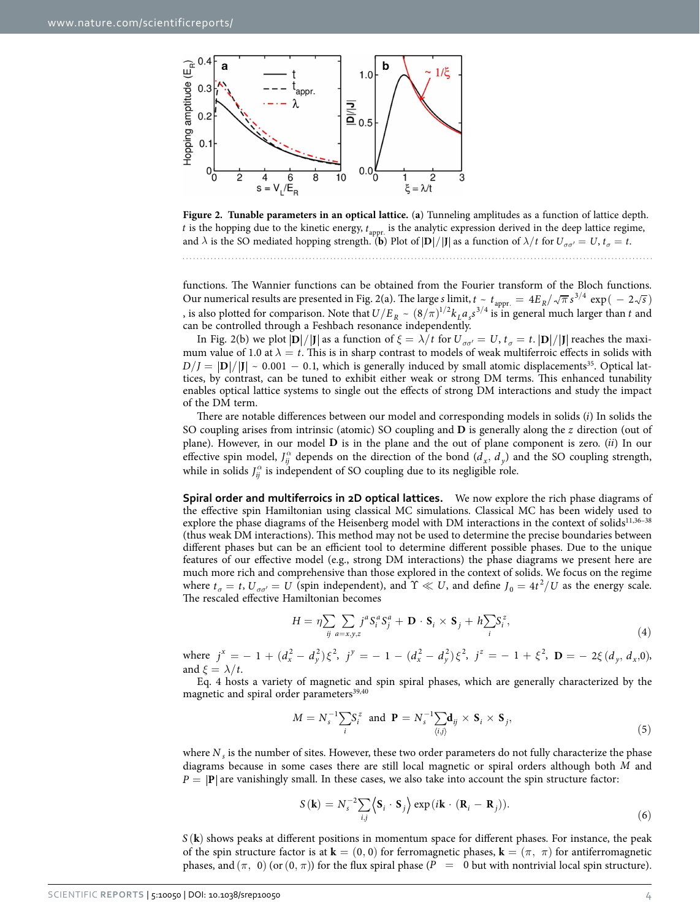**Figure 2. Tunable parameters in an optical lattice.** (**a**) Tunneling amplitudes as a function of lattice depth. $t$ is the hopping due to the kinetic energy, $t_{\text{appr.}}$ is the analytic expression derived in the deep lattice regime, and $\lambda$ is the SO mediated hopping strength. (**b**) Plot of $|\mathbf{D}|/|\mathbf{J}|$ as a function of $\lambda/t$ for $U_{\sigma\sigma'} = U$, $t_\sigma = t$.

functions. The Wannier functions can be obtained from the Fourier transform of the Bloch functions. Our numerical results are presented in Fig. 2(a). The large $s$ limit, $t \sim t_{\text{appr.}} = 4E_R/\sqrt{\pi}\, s^{3/4} \exp(-2\sqrt{s})$, is also plotted for comparison. Note that $U/E_R \sim (8/\pi)^{1/2} k_L a_s s^{3/4}$ is in general much larger than $t$ and can be controlled through a Feshbach resonance independently.

In Fig. 2(b) we plot $|\mathbf{D}|/|\mathbf{J}|$ as a function of $\xi = \lambda/t$ for $U_{\sigma\sigma'} = U$, $t_\sigma = t$. $|\mathbf{D}|/|\mathbf{J}|$ reaches the maximum value of 1.0 at $\lambda = t$. This is in sharp contrast to models of weak multiferroic effects in solids with $D/J = |\mathbf{D}|/|\mathbf{J}| \sim 0.001 - 0.1$, which is generally induced by small atomic displacements[35]. Optical lattices, by contrast, can be tuned to exhibit either weak or strong DM terms. This enhanced tunability enables optical lattice systems to single out the effects of strong DM interactions and study the impact of the DM term.

There are notable differences between our model and corresponding models in solids ($i$) In solids the SO coupling arises from intrinsic (atomic) SO coupling and $\mathbf{D}$ is generally along the $z$ direction (out of plane). However, in our model $\mathbf{D}$ is in the plane and the out of plane component is zero. ($ii$) In our effective spin model, $J_{ij}^{\alpha}$ depends on the direction of the bond $(d_x, d_y)$ and the SO coupling strength, while in solids $J_{ij}^{\alpha}$ is independent of SO coupling due to its negligible role.

**Spiral order and multiferroics in 2D optical lattices.** We now explore the rich phase diagrams of the effective spin Hamiltonian using classical MC simulations. Classical MC has been widely used to explore the phase diagrams of the Heisenberg model with DM interactions in the context of solids[11,36–38] (thus weak DM interactions). This method may not be used to determine the precise phase boundaries between different phases but can be an efficient tool to determine different possible phases. Due to the unique features of our effective model (e.g., strong DM interactions) the phase diagrams we present here are much more rich and comprehensive than those explored in the context of solids. We focus on the regime where $t_\sigma = t$, $U_{\sigma\sigma'} = U$ (spin independent), and $\Upsilon \ll U$, and define $J_0 = 4t^2/U$ as the energy scale. The rescaled effective Hamiltonian becomes

$$H = \eta \sum_{ij} \sum_{a=x,y,z} j^a S_i^a S_j^a + \mathbf{D} \cdot \mathbf{S}_i \times \mathbf{S}_j + h \sum_i S_i^z, \tag{4}$$

where $j^x = -1 + (d_x^2 - d_y^2)\xi^2$, $j^y = -1 - (d_x^2 - d_y^2)\xi^2$, $j^z = -1 + \xi^2$, $\mathbf{D} = -2\xi(d_y, d_x, 0)$, and $\xi = \lambda/t$.

Eq. 4 hosts a variety of magnetic and spin spiral phases, which are generally characterized by the magnetic and spiral order parameters[39,40]

$$M = N_s^{-1} \sum_i S_i^z \quad \text{and} \quad \mathbf{P} = N_s^{-1} \sum_{\langle i,j \rangle} \mathbf{d}_{ij} \times \mathbf{S}_i \times \mathbf{S}_j, \tag{5}$$

where $N_s$ is the number of sites. However, these two order parameters do not fully characterize the phase diagrams because in some cases there are still local magnetic or spiral orders although both $M$ and $P = |\mathbf{P}|$ are vanishingly small. In these cases, we also take into account the spin structure factor:

$$S(\mathbf{k}) = N_s^{-2} \sum_{i,j} \langle \mathbf{S}_i \cdot \mathbf{S}_j \rangle \exp(i\mathbf{k} \cdot (\mathbf{R}_i - \mathbf{R}_j)). \tag{6}$$

$S(\mathbf{k})$ shows peaks at different positions in momentum space for different phases. For instance, the peak of the spin structure factor is at $\mathbf{k} = (0, 0)$ for ferromagnetic phases, $\mathbf{k} = (\pi, \pi)$ for antiferromagnetic phases, and $(\pi, 0)$ (or $(0, \pi)$) for the flux spiral phase ($P = 0$ but with nontrivial local spin structure).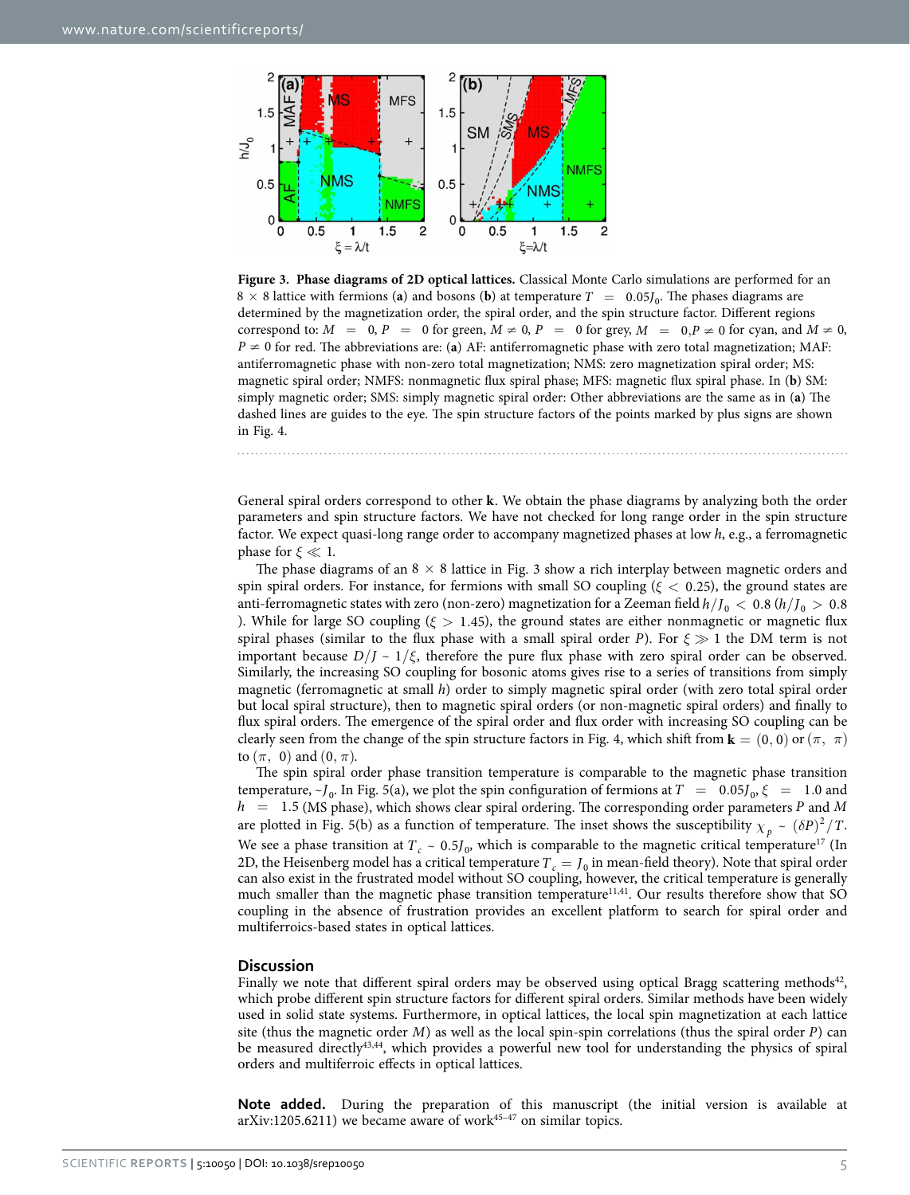**Figure 3. Phase diagrams of 2D optical lattices.** Classical Monte Carlo simulations are performed for an $8 \times 8$ lattice with fermions (**a**) and bosons (**b**) at temperature $T = 0.05J_0$. The phases diagrams are determined by the magnetization order, the spiral order, and the spin structure factor. Different regions correspond to: $M = 0$, $P = 0$ for green, $M \neq 0$, $P = 0$ for grey, $M = 0, P \neq 0$ for cyan, and $M \neq 0$, $P \neq 0$ for red. The abbreviations are: (**a**) AF: antiferromagnetic phase with zero total magnetization; MAF: antiferromagnetic phase with non-zero total magnetization; NMS: zero magnetization spiral order; MS: magnetic spiral order; NMFS: nonmagnetic flux spiral phase; MFS: magnetic flux spiral phase. In (**b**) SM: simply magnetic order; SMS: simply magnetic spiral order: Other abbreviations are the same as in (**a**) The dashed lines are guides to the eye. The spin structure factors of the points marked by plus signs are shown in Fig. 4.

General spiral orders correspond to other $\mathbf{k}$. We obtain the phase diagrams by analyzing both the order parameters and spin structure factors. We have not checked for long range order in the spin structure factor. We expect quasi-long range order to accompany magnetized phases at low $h$, e.g., a ferromagnetic phase for $\xi \ll 1$.

The phase diagrams of an $8 \times 8$ lattice in Fig. 3 show a rich interplay between magnetic orders and spin spiral orders. For instance, for fermions with small SO coupling ($\xi < 0.25$), the ground states are anti-ferromagnetic states with zero (non-zero) magnetization for a Zeeman field $h/J_0 < 0.8$ ($h/J_0 > 0.8$). While for large SO coupling ($\xi > 1.45$), the ground states are either nonmagnetic or magnetic flux spiral phases (similar to the flux phase with a small spiral order $P$). For $\xi \gg 1$ the DM term is not important because $D/J \sim 1/\xi$, therefore the pure flux phase with zero spiral order can be observed. Similarly, the increasing SO coupling for bosonic atoms gives rise to a series of transitions from simply magnetic (ferromagnetic at small $h$) order to simply magnetic spiral order (with zero total spiral order but local spiral structure), then to magnetic spiral orders (or non-magnetic spiral orders) and finally to flux spiral orders. The emergence of the spiral order and flux order with increasing SO coupling can be clearly seen from the change of the spin structure factors in Fig. 4, which shift from $\mathbf{k} = (0, 0)$ or $(\pi, \pi)$ to $(\pi, 0)$ and $(0, \pi)$.

The spin spiral order phase transition temperature is comparable to the magnetic phase transition temperature, $\sim J_0$. In Fig. 5(a), we plot the spin configuration of fermions at $T = 0.05J_0$, $\xi = 1.0$ and $h = 1.5$ (MS phase), which shows clear spiral ordering. The corresponding order parameters $P$ and $M$ are plotted in Fig. 5(b) as a function of temperature. The inset shows the susceptibility $\chi_p \sim (\delta P)^2/T$. We see a phase transition at $T_c \sim 0.5J_0$, which is comparable to the magnetic critical temperature[17] (In 2D, the Heisenberg model has a critical temperature $T_c = J_0$ in mean-field theory). Note that spiral order can also exist in the frustrated model without SO coupling, however, the critical temperature is generally much smaller than the magnetic phase transition temperature[11,41]. Our results therefore show that SO coupling in the absence of frustration provides an excellent platform to search for spiral order and multiferroics-based states in optical lattices.

## Discussion

Finally we note that different spiral orders may be observed using optical Bragg scattering methods[42], which probe different spin structure factors for different spiral orders. Similar methods have been widely used in solid state systems. Furthermore, in optical lattices, the local spin magnetization at each lattice site (thus the magnetic order $M$) as well as the local spin-spin correlations (thus the spiral order $P$) can be measured directly[43,44], which provides a powerful new tool for understanding the physics of spiral orders and multiferroic effects in optical lattices.

**Note added.** During the preparation of this manuscript (the initial version is available at arXiv:1205.6211) we became aware of work[45–47] on similar topics.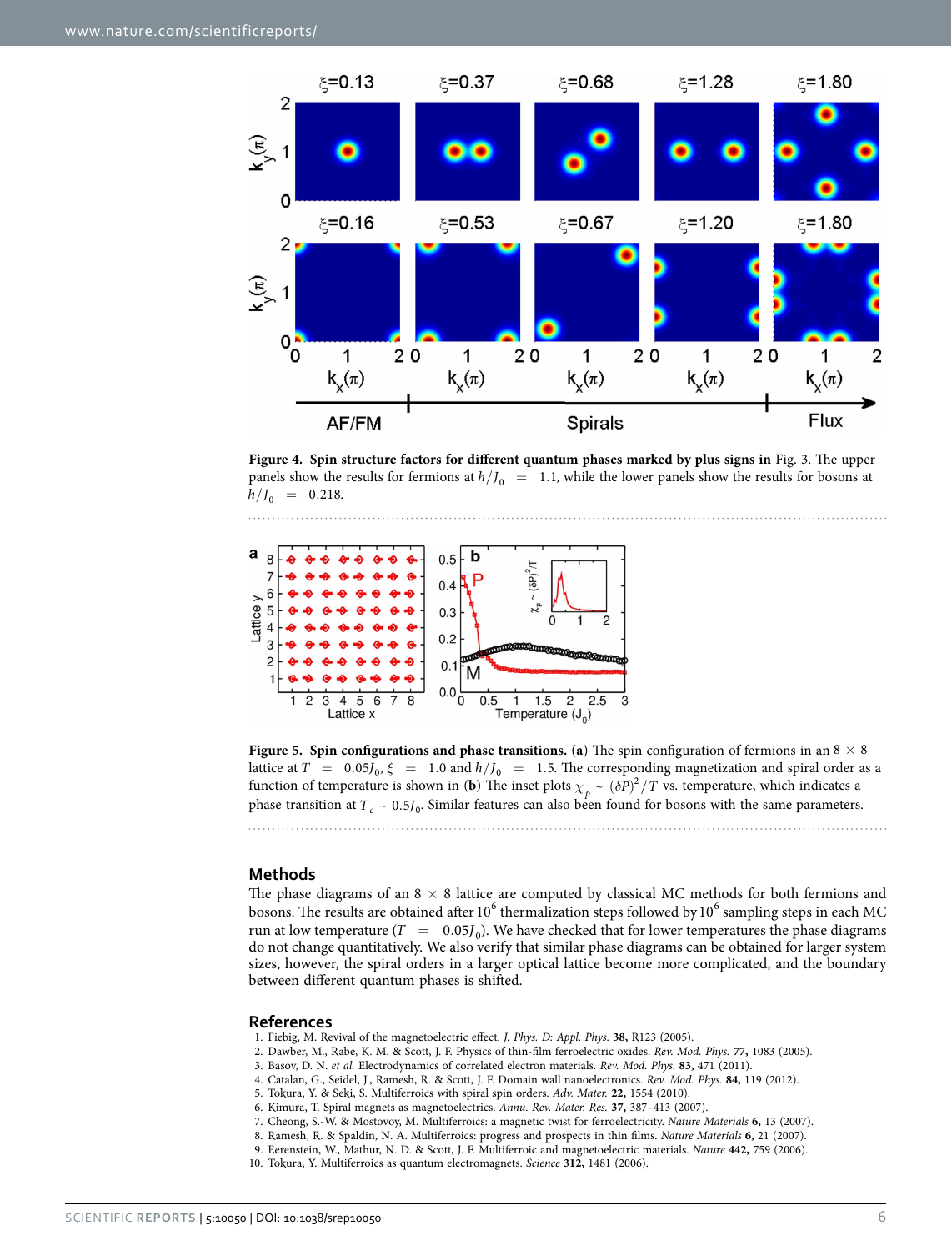**Figure 4. Spin structure factors for different quantum phases marked by plus signs in** Fig. 3. The upper panels show the results for fermions at $h/J_0 = 1.1$, while the lower panels show the results for bosons at $h/J_0 = 0.218$.

**Figure 5. Spin configurations and phase transitions.** (**a**) The spin configuration of fermions in an $8 \times 8$ lattice at $T = 0.05J_0$, $\xi = 1.0$ and $h/J_0 = 1.5$. The corresponding magnetization and spiral order as a function of temperature is shown in (**b**) The inset plots $\chi_p \sim (\delta P)^2/T$ vs. temperature, which indicates a phase transition at $T_c \sim 0.5J_0$. Similar features can also been found for bosons with the same parameters.

## Methods

The phase diagrams of an $8 \times 8$ lattice are computed by classical MC methods for both fermions and bosons. The results are obtained after $10^6$ thermalization steps followed by $10^6$ sampling steps in each MC run at low temperature ($T = 0.05J_0$). We have checked that for lower temperatures the phase diagrams do not change quantitatively. We also verify that similar phase diagrams can be obtained for larger system sizes, however, the spiral orders in a larger optical lattice become more complicated, and the boundary between different quantum phases is shifted.

## References

1. Fiebig, M. Revival of the magnetoelectric effect. *J. Phys. D: Appl. Phys.* **38,** R123 (2005).
2. Dawber, M., Rabe, K. M. & Scott, J. F. Physics of thin-film ferroelectric oxides. *Rev. Mod. Phys.* **77,** 1083 (2005).
3. Basov, D. N. *et al.* Electrodynamics of correlated electron materials. *Rev. Mod. Phys.* **83,** 471 (2011).
4. Catalan, G., Seidel, J., Ramesh, R. & Scott, J. F. Domain wall nanoelectronics. *Rev. Mod. Phys.* **84,** 119 (2012).
5. Tokura, Y. & Seki, S. Multiferroics with spiral spin orders. *Adv. Mater.* **22,** 1554 (2010).
6. Kimura, T. Spiral magnets as magnetoelectrics. *Annu. Rev. Mater. Res.* **37,** 387–413 (2007).
7. Cheong, S.-W. & Mostovoy, M. Multiferroics: a magnetic twist for ferroelectricity. *Nature Materials* **6,** 13 (2007).
8. Ramesh, R. & Spaldin, N. A. Multiferroics: progress and prospects in thin films. *Nature Materials* **6,** 21 (2007).
9. Eerenstein, W., Mathur, N. D. & Scott, J. F. Multiferroic and magnetoelectric materials. *Nature* **442,** 759 (2006).
10. Tokura, Y. Multiferroics as quantum electromagnets. *Science* **312,** 1481 (2006).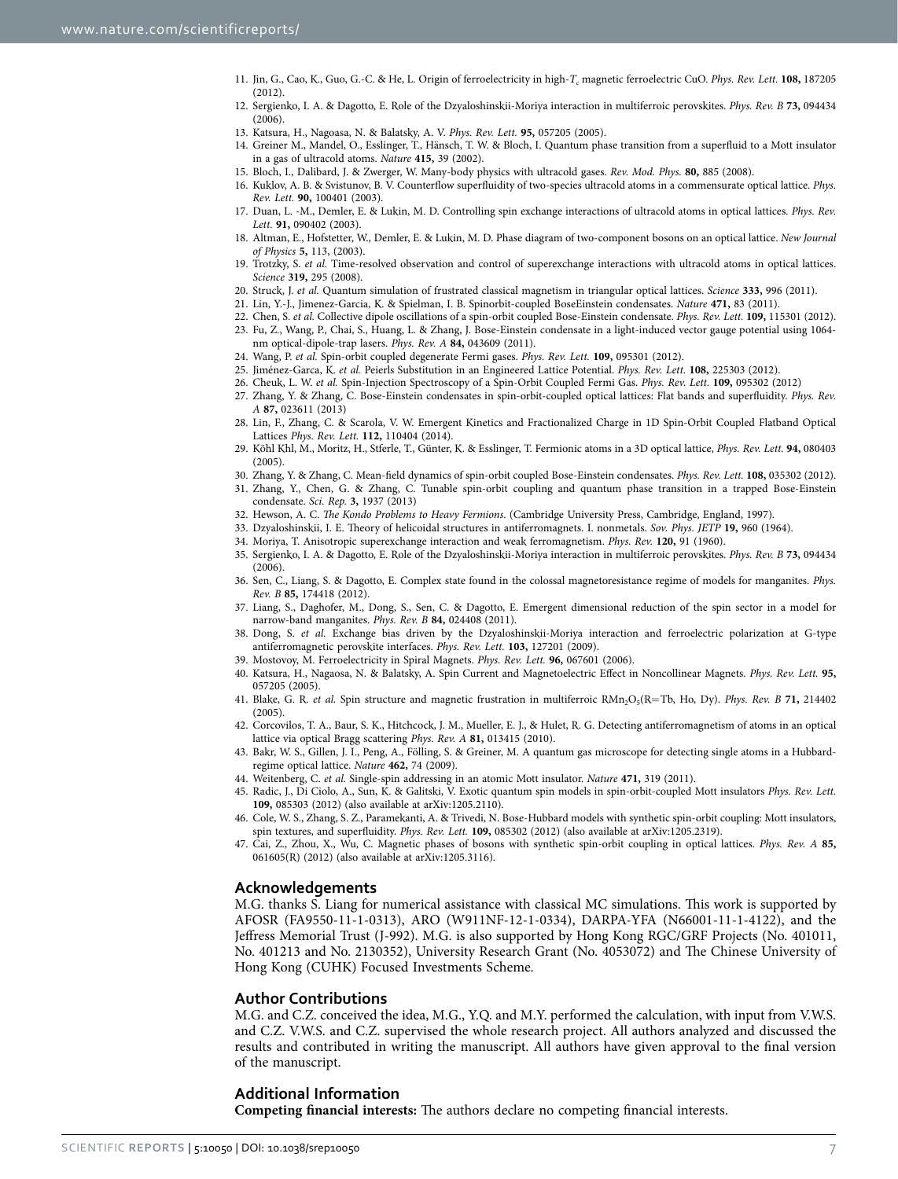11. Jin, G., Cao, K., Guo, G.-C. & He, L. Origin of ferroelectricity in high-$T_c$ magnetic ferroelectric CuO. *Phys. Rev. Lett.* **108,** 187205 (2012).
12. Sergienko, I. A. & Dagotto, E. Role of the Dzyaloshinskii-Moriya interaction in multiferroic perovskites. *Phys. Rev. B* **73,** 094434 (2006).
13. Katsura, H., Nagoasa, N. & Balatsky, A. V. *Phys. Rev. Lett.* **95,** 057205 (2005).
14. Greiner M., Mandel, O., Esslinger, T., Hänsch, T. W. & Bloch, I. Quantum phase transition from a superfluid to a Mott insulator in a gas of ultracold atoms. *Nature* **415,** 39 (2002).
15. Bloch, I., Dalibard, J. & Zwerger, W. Many-body physics with ultracold gases. *Rev. Mod. Phys.* **80,** 885 (2008).
16. Kuklov, A. B. & Svistunov, B. V. Counterflow superfluidity of two-species ultracold atoms in a commensurate optical lattice. *Phys. Rev. Lett.* **90,** 100401 (2003).
17. Duan, L. -M., Demler, E. & Lukin, M. D. Controlling spin exchange interactions of ultracold atoms in optical lattices. *Phys. Rev. Lett.* **91,** 090402 (2003).
18. Altman, E., Hofstetter, W., Demler, E. & Lukin, M. D. Phase diagram of two-component bosons on an optical lattice. *New Journal of Physics* **5,** 113, (2003).
19. Trotzky, S. *et al.* Time-resolved observation and control of superexchange interactions with ultracold atoms in optical lattices. *Science* **319,** 295 (2008).
20. Struck, J. *et al.* Quantum simulation of frustrated classical magnetism in triangular optical lattices. *Science* **333,** 996 (2011).
21. Lin, Y.-J., Jimenez-Garcia, K. & Spielman, I. B. Spinorbit-coupled BoseEinstein condensates. *Nature* **471,** 83 (2011).
22. Chen, S. *et al.* Collective dipole oscillations of a spin-orbit coupled Bose-Einstein condensate. *Phys. Rev. Lett.* **109,** 115301 (2012).
23. Fu, Z., Wang, P., Chai, S., Huang, L. & Zhang, J. Bose-Einstein condensate in a light-induced vector gauge potential using 1064-nm optical-dipole-trap lasers. *Phys. Rev. A* **84,** 043609 (2011).
24. Wang, P. *et al.* Spin-orbit coupled degenerate Fermi gases. *Phys. Rev. Lett.* **109,** 095301 (2012).
25. Jiménez-Garca, K. *et al.* Peierls Substitution in an Engineered Lattice Potential. *Phys. Rev. Lett.* **108,** 225303 (2012).
26. Cheuk, L. W. *et al.* Spin-Injection Spectroscopy of a Spin-Orbit Coupled Fermi Gas. *Phys. Rev. Lett.* **109,** 095302 (2012)
27. Zhang, Y. & Zhang, C. Bose-Einstein condensates in spin-orbit-coupled optical lattices: Flat bands and superfluidity. *Phys. Rev. A* **87,** 023611 (2013)
28. Lin, F., Zhang, C. & Scarola, V. W. Emergent Kinetics and Fractionalized Charge in 1D Spin-Orbit Coupled Flatband Optical Lattices *Phys. Rev. Lett.* **112,** 110404 (2014).
29. Köhl Khl, M., Moritz, H., Stferle, T., Günter, K. & Esslinger, T. Fermionic atoms in a 3D optical lattice, *Phys. Rev. Lett.* **94,** 080403 (2005).
30. Zhang, Y. & Zhang, C. Mean-field dynamics of spin-orbit coupled Bose-Einstein condensates. *Phys. Rev. Lett.* **108,** 035302 (2012).
31. Zhang, Y., Chen, G. & Zhang, C. Tunable spin-orbit coupling and quantum phase transition in a trapped Bose-Einstein condensate. *Sci. Rep.* **3,** 1937 (2013)
32. Hewson, A. C. *The Kondo Problems to Heavy Fermions*. (Cambridge University Press, Cambridge, England, 1997).
33. Dzyaloshinskii, I. E. Theory of helicoidal structures in antiferromagnets. I. nonmetals. *Sov. Phys. JETP* **19,** 960 (1964).
34. Moriya, T. Anisotropic superexchange interaction and weak ferromagnetism. *Phys. Rev.* **120,** 91 (1960).
35. Sergienko, I. A. & Dagotto, E. Role of the Dzyaloshinskii-Moriya interaction in multiferroic perovskites. *Phys. Rev. B* **73,** 094434 (2006).
36. Sen, C., Liang, S. & Dagotto, E. Complex state found in the colossal magnetoresistance regime of models for manganites. *Phys. Rev. B* **85,** 174418 (2012).
37. Liang, S., Daghofer, M., Dong, S., Sen, C. & Dagotto, E. Emergent dimensional reduction of the spin sector in a model for narrow-band manganites. *Phys. Rev. B* **84,** 024408 (2011).
38. Dong, S. *et al.* Exchange bias driven by the Dzyaloshinskii-Moriya interaction and ferroelectric polarization at G-type antiferromagnetic perovskite interfaces. *Phys. Rev. Lett.* **103,** 127201 (2009).
39. Mostovoy, M. Ferroelectricity in Spiral Magnets. *Phys. Rev. Lett.* **96,** 067601 (2006).
40. Katsura, H., Nagaosa, N. & Balatsky, A. Spin Current and Magnetoelectric Effect in Noncollinear Magnets. *Phys. Rev. Lett.* **95,** 057205 (2005).
41. Blake, G. R. *et al.* Spin structure and magnetic frustration in multiferroic $RMn_2O_5$(R=Tb, Ho, Dy). *Phys. Rev. B* **71,** 214402 (2005).
42. Corcovilos, T. A., Baur, S. K., Hitchcock, J. M., Mueller, E. J., & Hulet, R. G. Detecting antiferromagnetism of atoms in an optical lattice via optical Bragg scattering *Phys. Rev. A* **81,** 013415 (2010).
43. Bakr, W. S., Gillen, J. I., Peng, A., Fölling, S. & Greiner, M. A quantum gas microscope for detecting single atoms in a Hubbard-regime optical lattice. *Nature* **462,** 74 (2009).
44. Weitenberg, C. *et al.* Single-spin addressing in an atomic Mott insulator. *Nature* **471,** 319 (2011).
45. Radic, J., Di Ciolo, A., Sun, K. & Galitski, V. Exotic quantum spin models in spin-orbit-coupled Mott insulators *Phys. Rev. Lett.* **109,** 085303 (2012) (also available at arXiv:1205.2110).
46. Cole, W. S., Zhang, S. Z., Paramekanti, A. & Trivedi, N. Bose-Hubbard models with synthetic spin-orbit coupling: Mott insulators, spin textures, and superfluidity. *Phys. Rev. Lett.* **109,** 085302 (2012) (also available at arXiv:1205.2319).
47. Cai, Z., Zhou, X., Wu, C. Magnetic phases of bosons with synthetic spin-orbit coupling in optical lattices. *Phys. Rev. A* **85,** 061605(R) (2012) (also available at arXiv:1205.3116).

## Acknowledgements

M.G. thanks S. Liang for numerical assistance with classical MC simulations. This work is supported by AFOSR (FA9550-11-1-0313), ARO (W911NF-12-1-0334), DARPA-YFA (N66001-11-1-4122), and the Jeffress Memorial Trust (J-992). M.G. is also supported by Hong Kong RGC/GRF Projects (No. 401011, No. 401213 and No. 2130352), University Research Grant (No. 4053072) and The Chinese University of Hong Kong (CUHK) Focused Investments Scheme.

## Author Contributions

M.G. and C.Z. conceived the idea, M.G., Y.Q. and M.Y. performed the calculation, with input from V.W.S. and C.Z. V.W.S. and C.Z. supervised the whole research project. All authors analyzed and discussed the results and contributed in writing the manuscript. All authors have given approval to the final version of the manuscript.

## Additional Information

**Competing financial interests:** The authors declare no competing financial interests.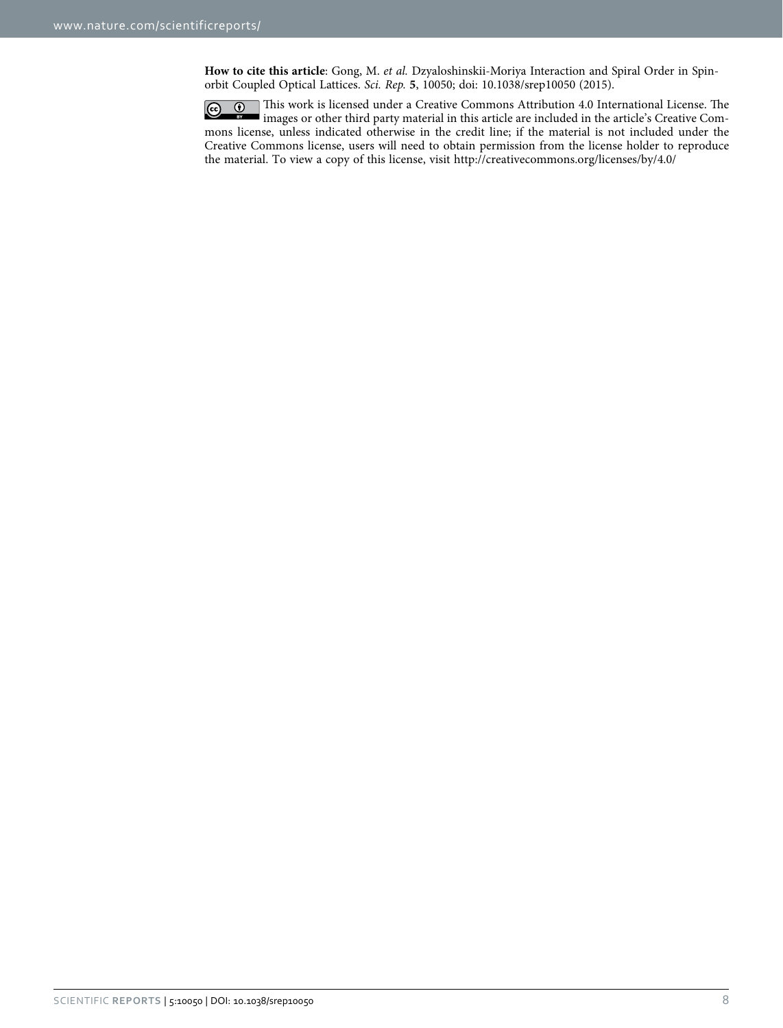**How to cite this article**: Gong, M. *et al.* Dzyaloshinskii-Moriya Interaction and Spiral Order in Spin-orbit Coupled Optical Lattices. *Sci. Rep.* **5**, 10050; doi: 10.1038/srep10050 (2015).

This work is licensed under a Creative Commons Attribution 4.0 International License. The images or other third party material in this article are included in the article's Creative Commons license, unless indicated otherwise in the credit line; if the material is not included under the Creative Commons license, users will need to obtain permission from the license holder to reproduce the material. To view a copy of this license, visit http://creativecommons.org/licenses/by/4.0/